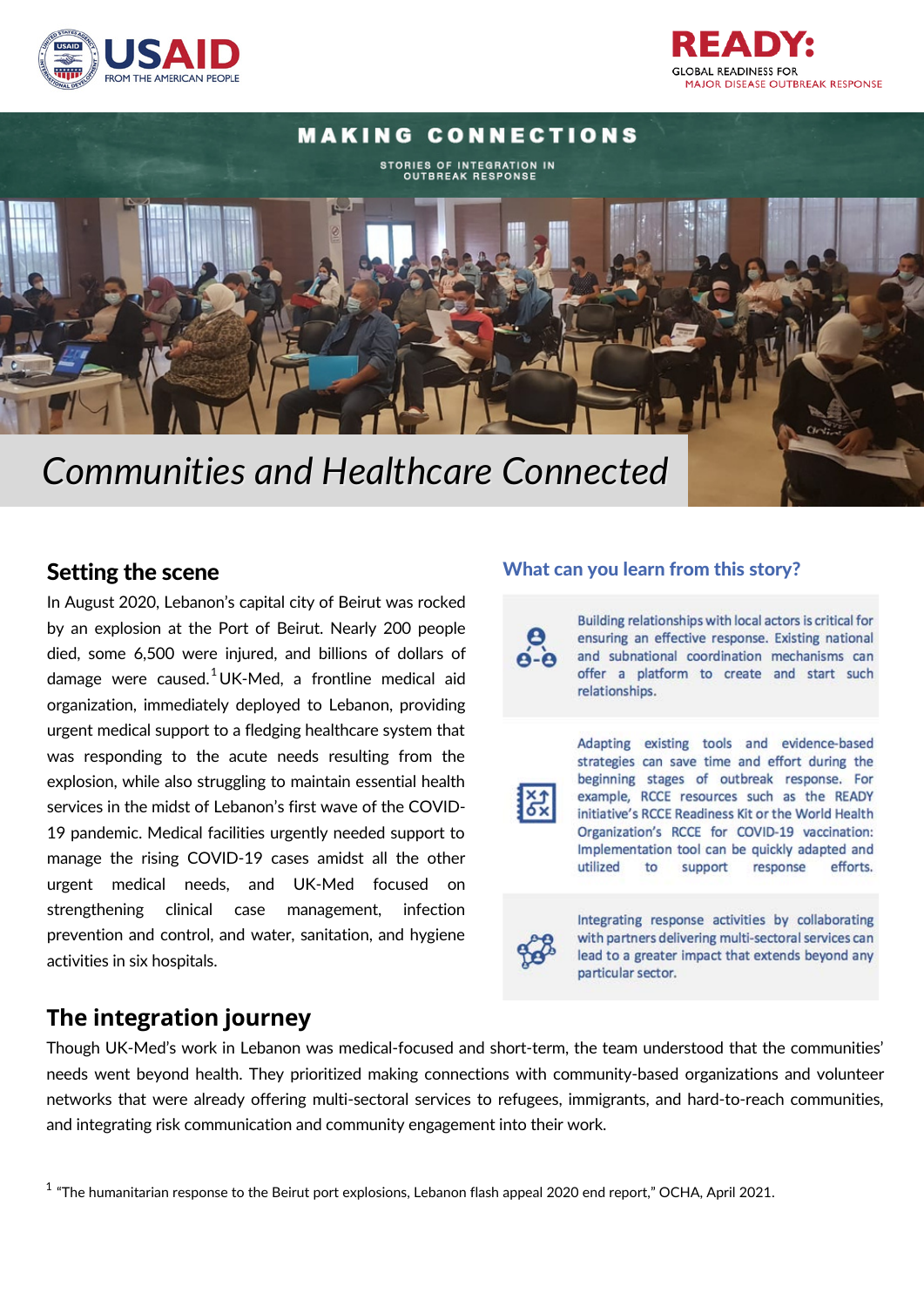USAID FROM THE AMERICAN PEOPLE

READY: GLOBAL READINESS FOR MAJOR DISEASE OUTBREAK RESPONSE

MAKING CONNECTIONS

STORIES OF INTEGRATION IN OUTBREAK RESPONSE

# Communities and Healthcare Connected

## Setting the scene

In August 2020, Lebanon's capital city of Beirut was rocked by an explosion at the Port of Beirut. Nearly 200 people died, some 6,500 were injured, and billions of dollars of damage were caused.[1] UK-Med, a frontline medical aid organization, immediately deployed to Lebanon, providing urgent medical support to a fledging healthcare system that was responding to the acute needs resulting from the explosion, while also struggling to maintain essential health services in the midst of Lebanon's first wave of the COVID-19 pandemic. Medical facilities urgently needed support to manage the rising COVID-19 cases amidst all the other urgent medical needs, and UK-Med focused on strengthening clinical case management, infection prevention and control, and water, sanitation, and hygiene activities in six hospitals.

## What can you learn from this story?

- Building relationships with local actors is critical for ensuring an effective response. Existing national and subnational coordination mechanisms can offer a platform to create and start such relationships.
- Adapting existing tools and evidence-based strategies can save time and effort during the beginning stages of outbreak response. For example, RCCE resources such as the READY initiative's RCCE Readiness Kit or the World Health Organization's RCCE for COVID-19 vaccination: Implementation tool can be quickly adapted and utilized to support response efforts.
- Integrating response activities by collaborating with partners delivering multi-sectoral services can lead to a greater impact that extends beyond any particular sector.

## The integration journey

Though UK-Med's work in Lebanon was medical-focused and short-term, the team understood that the communities' needs went beyond health. They prioritized making connections with community-based organizations and volunteer networks that were already offering multi-sectoral services to refugees, immigrants, and hard-to-reach communities, and integrating risk communication and community engagement into their work.

[1] "The humanitarian response to the Beirut port explosions, Lebanon flash appeal 2020 end report," OCHA, April 2021.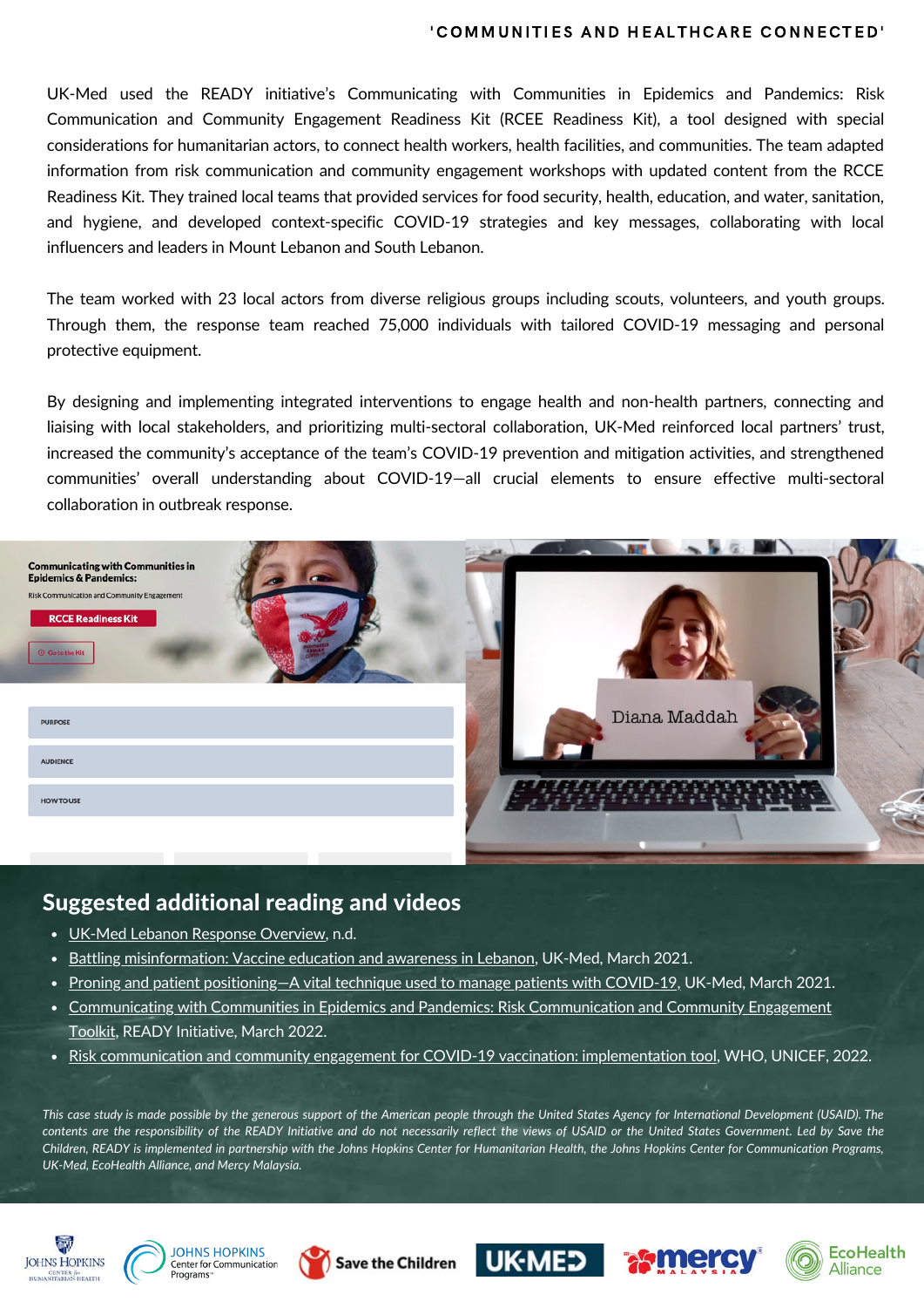UK-Med used the READY initiative's Communicating with Communities in Epidemics and Pandemics: Risk Communication and Community Engagement Readiness Kit (RCEE Readiness Kit), a tool designed with special considerations for humanitarian actors, to connect health workers, health facilities, and communities. The team adapted information from risk communication and community engagement workshops with updated content from the RCCE Readiness Kit. They trained local teams that provided services for food security, health, education, and water, sanitation, and hygiene, and developed context-specific COVID-19 strategies and key messages, collaborating with local influencers and leaders in Mount Lebanon and South Lebanon.

The team worked with 23 local actors from diverse religious groups including scouts, volunteers, and youth groups. Through them, the response team reached 75,000 individuals with tailored COVID-19 messaging and personal protective equipment.

By designing and implementing integrated interventions to engage health and non-health partners, connecting and liaising with local stakeholders, and prioritizing multi-sectoral collaboration, UK-Med reinforced local partners' trust, increased the community's acceptance of the team's COVID-19 prevention and mitigation activities, and strengthened communities' overall understanding about COVID-19—all crucial elements to ensure effective multi-sectoral collaboration in outbreak response.

## Suggested additional reading and videos

- UK-Med Lebanon Response Overview, n.d.
- Battling misinformation: Vaccine education and awareness in Lebanon, UK-Med, March 2021.
- Proning and patient positioning—A vital technique used to manage patients with COVID-19, UK-Med, March 2021.
- Communicating with Communities in Epidemics and Pandemics: Risk Communication and Community Engagement Toolkit, READY Initiative, March 2022.
- Risk communication and community engagement for COVID-19 vaccination: implementation tool, WHO, UNICEF, 2022.

*This case study is made possible by the generous support of the American people through the United States Agency for International Development (USAID). The contents are the responsibility of the READY Initiative and do not necessarily reflect the views of USAID or the United States Government. Led by Save the Children, READY is implemented in partnership with the Johns Hopkins Center for Humanitarian Health, the Johns Hopkins Center for Communication Programs, UK-Med, EcoHealth Alliance, and Mercy Malaysia.*